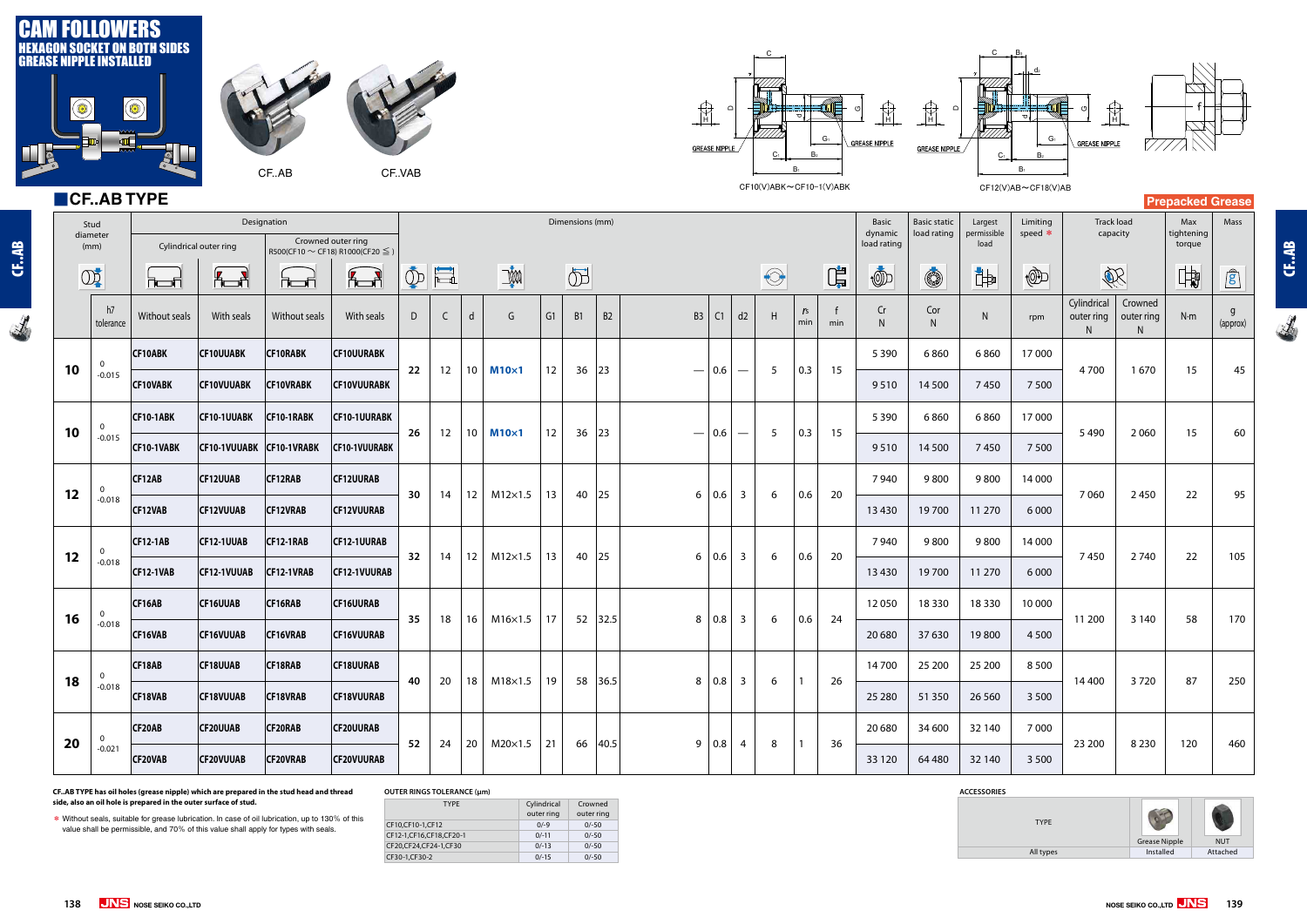# CAM FOLLOWERS

## HEXAGON SOCKET ON BOTH SIDES GREASE NIPPLE INSTALLED

CF..AB CF..VAB

CF10(V)ABK～CF10-1(V)ABK

CF12(V)AB～CF18(V)AB

## ■CF..AB TYPE

**Prepacked Grease**

| Stud diameter (mm) | | Designation | | | | Dimensions (mm) | | | | | | | | | | | | | | Basic dynamic load rating | Basic static load rating | Largest permissible load | Limiting speed * | Track load capacity | | Max tightening torque | Mass |
|---|---|---|---|---|---|---|---|---|---|---|---|---|---|---|---|---|---|---|---|---|---|---|---|---|---|---|---|
| | | Cylindrical outer ring | | Crowned outer ring R500(CF10～CF18) R1000(CF20≦) | | | | | | | | | | | | | | | | | | | | | | | |
| | h7 tolerance | Without seals | With seals | Without seals | With seals | D | C | d | G | G1 | B1 | B2 | B3 | C1 | d2 | H | rs min | f min | Cr N | Cor N | N | rpm | Cylindrical outer ring N | Crowned outer ring N | N·m | g (approx) |
| 10 | 0 / -0.015 | CF10ABK | CF10UUABK | CF10RABK | CF10UURABK | 22 | 12 | 10 | M10×1 | 12 | 36 | 23 | — | 0.6 | — | 5 | 0.3 | 15 | 5 390 | 6 860 | 6 860 | 17 000 | 4 700 | 1 670 | 15 | 45 |
| | | CF10VABK | CF10VUUABK | CF10VRABK | CF10VUURABK | | | | | | | | | | | | | | 9 510 | 14 500 | 7 450 | 7 500 | | | | |
| 10 | 0 / -0.015 | CF10-1ABK | CF10-1UUABK | CF10-1RABK | CF10-1UURABK | 26 | 12 | 10 | M10×1 | 12 | 36 | 23 | — | 0.6 | — | 5 | 0.3 | 15 | 5 390 | 6 860 | 6 860 | 17 000 | 5 490 | 2 060 | 15 | 60 |
| | | CF10-1VABK | CF10-1VUUABK | CF10-1VRABK | CF10-1VUURABK | | | | | | | | | | | | | | 9 510 | 14 500 | 7 450 | 7 500 | | | | |
| 12 | 0 / -0.018 | CF12AB | CF12UUAB | CF12RAB | CF12UURAB | 30 | 14 | 12 | M12×1.5 | 13 | 40 | 25 | 6 | 0.6 | 3 | 6 | 0.6 | 20 | 7 940 | 9 800 | 9 800 | 14 000 | 7 060 | 2 450 | 22 | 95 |
| | | CF12VAB | CF12VUUAB | CF12VRAB | CF12VUURAB | | | | | | | | | | | | | | 13 430 | 19 700 | 11 270 | 6 000 | | | | |
| 12 | 0 / -0.018 | CF12-1AB | CF12-1UUAB | CF12-1RAB | CF12-1UURAB | 32 | 14 | 12 | M12×1.5 | 13 | 40 | 25 | 6 | 0.6 | 3 | 6 | 0.6 | 20 | 7 940 | 9 800 | 9 800 | 14 000 | 7 450 | 2 740 | 22 | 105 |
| | | CF12-1VAB | CF12-1VUUAB | CF12-1VRAB | CF12-1VUURAB | | | | | | | | | | | | | | 13 430 | 19 700 | 11 270 | 6 000 | | | | |
| 16 | 0 / -0.018 | CF16AB | CF16UUAB | CF16RAB | CF16UURAB | 35 | 18 | 16 | M16×1.5 | 17 | 52 | 32.5 | 8 | 0.8 | 3 | 6 | 0.6 | 24 | 12 050 | 18 330 | 18 330 | 10 000 | 11 200 | 3 140 | 58 | 170 |
| | | CF16VAB | CF16VUUAB | CF16VRAB | CF16VUURAB | | | | | | | | | | | | | | 20 680 | 37 630 | 19 800 | 4 500 | | | | |
| 18 | 0 / -0.018 | CF18AB | CF18UUAB | CF18RAB | CF18UURAB | 40 | 20 | 18 | M18×1.5 | 19 | 58 | 36.5 | 8 | 0.8 | 3 | 6 | 1 | 26 | 14 700 | 25 200 | 25 200 | 8 500 | 14 400 | 3 720 | 87 | 250 |
| | | CF18VAB | CF18VUUAB | CF18VRAB | CF18VUURAB | | | | | | | | | | | | | | 25 280 | 51 350 | 26 560 | 3 500 | | | | |
| 20 | 0 / -0.021 | CF20AB | CF20UUAB | CF20RAB | CF20UURAB | 52 | 24 | 20 | M20×1.5 | 21 | 66 | 40.5 | 9 | 0.8 | 4 | 8 | 1 | 36 | 20 680 | 34 600 | 32 140 | 7 000 | 23 200 | 8 230 | 120 | 460 |
| | | CF20VAB | CF20VUUAB | CF20VRAB | CF20VUURAB | | | | | | | | | | | | | | 33 120 | 64 480 | 32 140 | 3 500 | | | | |

**CF..AB TYPE has oil holes (grease nipple) which are prepared in the stud head and thread side, also an oil hole is prepared in the outer surface of stud.**

* Without seals, suitable for grease lubrication. In case of oil lubrication, up to 130% of this value shall be permissible, and 70% of this value shall apply for types with seals.

**OUTER RINGS TOLERANCE (μm)**

| TYPE | Cylindrical outer ring | Crowned outer ring |
|---|---|---|
| CF10,CF10-1,CF12 | 0/-9 | 0/-50 |
| CF12-1,CF16,CF18,CF20-1 | 0/-11 | 0/-50 |
| CF20,CF24,CF24-1,CF30 | 0/-13 | 0/-50 |
| CF30-1,CF30-2 | 0/-15 | 0/-50 |

**ACCESSORIES**

| TYPE | Grease Nipple | NUT |
|---|---|---|
| All types | Installed | Attached |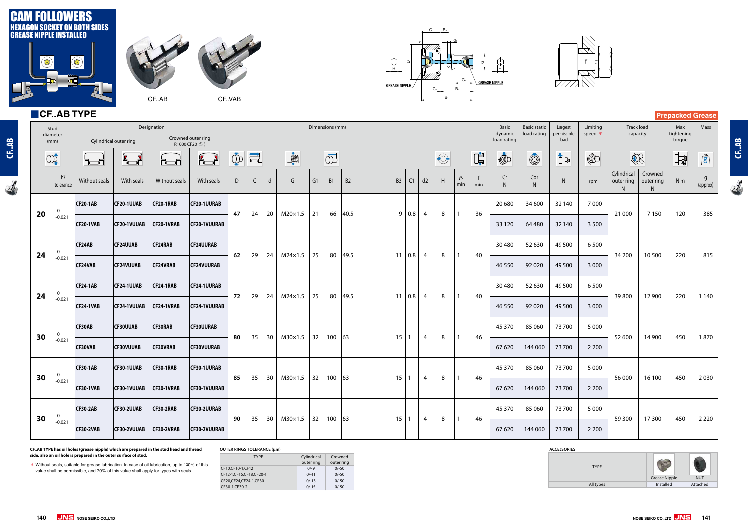# CAM FOLLOWERS
## HEXAGON SOCKET ON BOTH SIDES
## GREASE NIPPLE INSTALLED

CF..AB CF..VAB

GREASE NIPPLE GREASE NIPPLE

## ■CF..AB TYPE

Prepacked Grease

| Stud diameter (mm) | | Designation | | | | Dimensions (mm) | | | | | | | | | | | | | Basic dynamic load rating | Basic static load rating | Largest permissible load | Limiting speed * | Track load capacity | | Max tightening torque | Mass |
|---|---|---|---|---|---|---|---|---|---|---|---|---|---|---|---|---|---|---|---|---|---|---|---|---|---|---|
| | | Cylindrical outer ring | | Crowned outer ring R1000(CF20 ≦) | | | | | | | | | | | | | | | | | | | | | | |
| | h7 tolerance | Without seals | With seals | Without seals | With seals | D | C | d | G | G1 | B1 | B2 | B3 | C1 | d2 | H | rs min | f min | Cr N | Cor N | N | rpm | Cylindrical outer ring N | Crowned outer ring N | N·m | g (approx) |
| 20 | 0 -0.021 | CF20-1AB | CF20-1UUAB | CF20-1RAB | CF20-1UURAB | 47 | 24 | 20 | M20×1.5 | 21 | 66 | 40.5 | 9 | 0.8 | 4 | 8 | 1 | 36 | 20 680 | 34 600 | 32 140 | 7 000 | 21 000 | 7 150 | 120 | 385 |
| | | CF20-1VAB | CF20-1VUUAB | CF20-1VRAB | CF20-1VUURAB | | | | | | | | | | | | | | 33 120 | 64 480 | 32 140 | 3 500 | | | | |
| 24 | 0 -0.021 | CF24AB | CF24UUAB | CF24RAB | CF24UURAB | 62 | 29 | 24 | M24×1.5 | 25 | 80 | 49.5 | 11 | 0.8 | 4 | 8 | 1 | 40 | 30 480 | 52 630 | 49 500 | 6 500 | 34 200 | 10 500 | 220 | 815 |
| | | CF24VAB | CF24VUUAB | CF24VRAB | CF24VUURAB | | | | | | | | | | | | | | 46 550 | 92 020 | 49 500 | 3 000 | | | | |
| 24 | 0 -0.021 | CF24-1AB | CF24-1UUAB | CF24-1RAB | CF24-1UURAB | 72 | 29 | 24 | M24×1.5 | 25 | 80 | 49.5 | 11 | 0.8 | 4 | 8 | 1 | 40 | 30 480 | 52 630 | 49 500 | 6 500 | 39 800 | 12 900 | 220 | 1 140 |
| | | CF24-1VAB | CF24-1VUUAB | CF24-1VRAB | CF24-1VUURAB | | | | | | | | | | | | | | 46 550 | 92 020 | 49 500 | 3 000 | | | | |
| 30 | 0 -0.021 | CF30AB | CF30UUAB | CF30RAB | CF30UURAB | 80 | 35 | 30 | M30×1.5 | 32 | 100 | 63 | 15 | 1 | 4 | 8 | 1 | 46 | 45 370 | 85 060 | 73 700 | 5 000 | 52 600 | 14 900 | 450 | 1 870 |
| | | CF30VAB | CF30VUUAB | CF30VRAB | CF30VUURAB | | | | | | | | | | | | | | 67 620 | 144 060 | 73 700 | 2 200 | | | | |
| 30 | 0 -0.021 | CF30-1AB | CF30-1UUAB | CF30-1RAB | CF30-1UURAB | 85 | 35 | 30 | M30×1.5 | 32 | 100 | 63 | 15 | 1 | 4 | 8 | 1 | 46 | 45 370 | 85 060 | 73 700 | 5 000 | 56 000 | 16 100 | 450 | 2 030 |
| | | CF30-1VAB | CF30-1VUUAB | CF30-1VRAB | CF30-1VUURAB | | | | | | | | | | | | | | 67 620 | 144 060 | 73 700 | 2 200 | | | | |
| 30 | 0 -0.021 | CF30-2AB | CF30-2UUAB | CF30-2RAB | CF30-2UURAB | 90 | 35 | 30 | M30×1.5 | 32 | 100 | 63 | 15 | 1 | 4 | 8 | 1 | 46 | 45 370 | 85 060 | 73 700 | 5 000 | 59 300 | 17 300 | 450 | 2 220 |
| | | CF30-2VAB | CF30-2VUUAB | CF30-2VRAB | CF30-2VUURAB | | | | | | | | | | | | | | 67 620 | 144 060 | 73 700 | 2 200 | | | | |

**CF..AB TYPE has oil holes (grease nipple) which are prepared in the stud head and thread side, also an oil hole is prepared in the outer surface of stud.**

\* Without seals, suitable for grease lubrication. In case of oil lubrication, up to 130% of this value shall be permissible, and 70% of this value shall apply for types with seals.

OUTER RINGS TOLERANCE (μm)

| TYPE | Cylindrical outer ring | Crowned outer ring |
|---|---|---|
| CF10,CF10-1,CF12 | 0/-9 | 0/-50 |
| CF12-1,CF16,CF18,CF20-1 | 0/-11 | 0/-50 |
| CF20,CF24,CF24-1,CF30 | 0/-13 | 0/-50 |
| CF30-1,CF30-2 | 0/-15 | 0/-50 |

ACCESSORIES

| TYPE | Grease Nipple | NUT |
|---|---|---|
| All types | Installed | Attached |